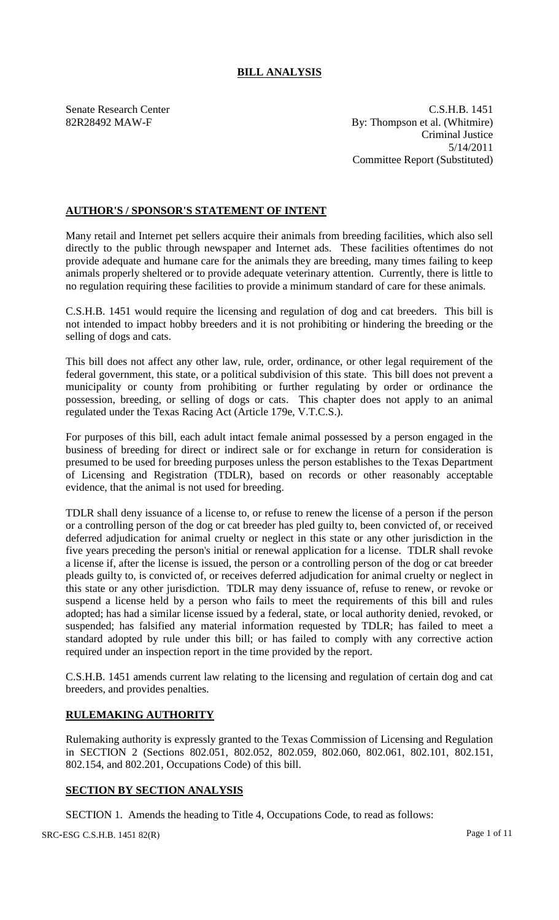# BILL ANALYSIS

Senate Research Center
82R28492 MAW-F

C.S.H.B. 1451
By: Thompson et al. (Whitmire)
Criminal Justice
5/14/2011
Committee Report (Substituted)

## AUTHOR'S / SPONSOR'S STATEMENT OF INTENT

Many retail and Internet pet sellers acquire their animals from breeding facilities, which also sell directly to the public through newspaper and Internet ads. These facilities oftentimes do not provide adequate and humane care for the animals they are breeding, many times failing to keep animals properly sheltered or to provide adequate veterinary attention. Currently, there is little to no regulation requiring these facilities to provide a minimum standard of care for these animals.

C.S.H.B. 1451 would require the licensing and regulation of dog and cat breeders. This bill is not intended to impact hobby breeders and it is not prohibiting or hindering the breeding or the selling of dogs and cats.

This bill does not affect any other law, rule, order, ordinance, or other legal requirement of the federal government, this state, or a political subdivision of this state. This bill does not prevent a municipality or county from prohibiting or further regulating by order or ordinance the possession, breeding, or selling of dogs or cats. This chapter does not apply to an animal regulated under the Texas Racing Act (Article 179e, V.T.C.S.).

For purposes of this bill, each adult intact female animal possessed by a person engaged in the business of breeding for direct or indirect sale or for exchange in return for consideration is presumed to be used for breeding purposes unless the person establishes to the Texas Department of Licensing and Registration (TDLR), based on records or other reasonably acceptable evidence, that the animal is not used for breeding.

TDLR shall deny issuance of a license to, or refuse to renew the license of a person if the person or a controlling person of the dog or cat breeder has pled guilty to, been convicted of, or received deferred adjudication for animal cruelty or neglect in this state or any other jurisdiction in the five years preceding the person's initial or renewal application for a license. TDLR shall revoke a license if, after the license is issued, the person or a controlling person of the dog or cat breeder pleads guilty to, is convicted of, or receives deferred adjudication for animal cruelty or neglect in this state or any other jurisdiction. TDLR may deny issuance of, refuse to renew, or revoke or suspend a license held by a person who fails to meet the requirements of this bill and rules adopted; has had a similar license issued by a federal, state, or local authority denied, revoked, or suspended; has falsified any material information requested by TDLR; has failed to meet a standard adopted by rule under this bill; or has failed to comply with any corrective action required under an inspection report in the time provided by the report.

C.S.H.B. 1451 amends current law relating to the licensing and regulation of certain dog and cat breeders, and provides penalties.

## RULEMAKING AUTHORITY

Rulemaking authority is expressly granted to the Texas Commission of Licensing and Regulation in SECTION 2 (Sections 802.051, 802.052, 802.059, 802.060, 802.061, 802.101, 802.151, 802.154, and 802.201, Occupations Code) of this bill.

## SECTION BY SECTION ANALYSIS

SECTION 1. Amends the heading to Title 4, Occupations Code, to read as follows: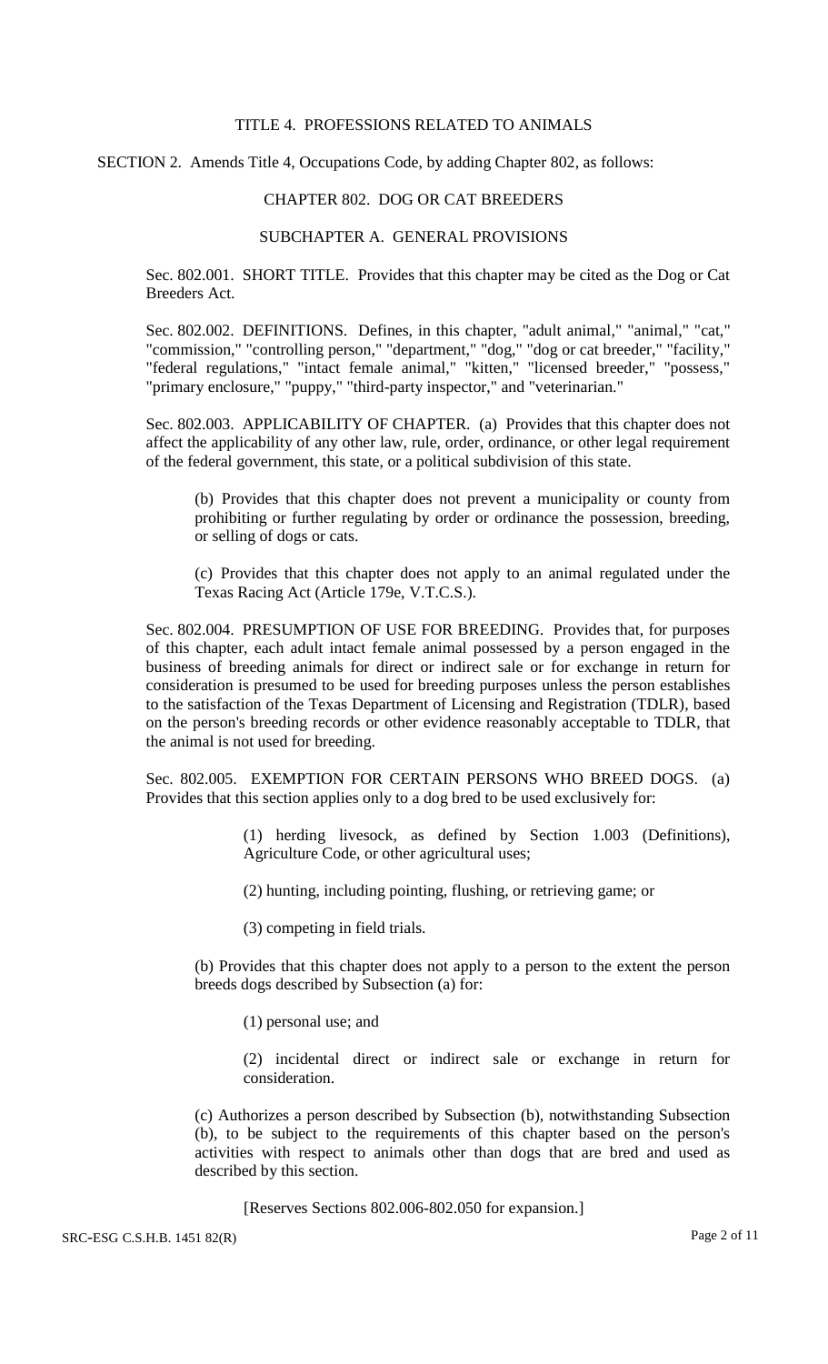TITLE 4. PROFESSIONS RELATED TO ANIMALS

SECTION 2. Amends Title 4, Occupations Code, by adding Chapter 802, as follows:

CHAPTER 802. DOG OR CAT BREEDERS

SUBCHAPTER A. GENERAL PROVISIONS

Sec. 802.001. SHORT TITLE. Provides that this chapter may be cited as the Dog or Cat Breeders Act.

Sec. 802.002. DEFINITIONS. Defines, in this chapter, "adult animal," "animal," "cat," "commission," "controlling person," "department," "dog," "dog or cat breeder," "facility," "federal regulations," "intact female animal," "kitten," "licensed breeder," "possess," "primary enclosure," "puppy," "third-party inspector," and "veterinarian."

Sec. 802.003. APPLICABILITY OF CHAPTER. (a) Provides that this chapter does not affect the applicability of any other law, rule, order, ordinance, or other legal requirement of the federal government, this state, or a political subdivision of this state.

(b) Provides that this chapter does not prevent a municipality or county from prohibiting or further regulating by order or ordinance the possession, breeding, or selling of dogs or cats.

(c) Provides that this chapter does not apply to an animal regulated under the Texas Racing Act (Article 179e, V.T.C.S.).

Sec. 802.004. PRESUMPTION OF USE FOR BREEDING. Provides that, for purposes of this chapter, each adult intact female animal possessed by a person engaged in the business of breeding animals for direct or indirect sale or for exchange in return for consideration is presumed to be used for breeding purposes unless the person establishes to the satisfaction of the Texas Department of Licensing and Registration (TDLR), based on the person's breeding records or other evidence reasonably acceptable to TDLR, that the animal is not used for breeding.

Sec. 802.005. EXEMPTION FOR CERTAIN PERSONS WHO BREED DOGS. (a) Provides that this section applies only to a dog bred to be used exclusively for:

(1) herding livesock, as defined by Section 1.003 (Definitions), Agriculture Code, or other agricultural uses;

(2) hunting, including pointing, flushing, or retrieving game; or

(3) competing in field trials.

(b) Provides that this chapter does not apply to a person to the extent the person breeds dogs described by Subsection (a) for:

(1) personal use; and

(2) incidental direct or indirect sale or exchange in return for consideration.

(c) Authorizes a person described by Subsection (b), notwithstanding Subsection (b), to be subject to the requirements of this chapter based on the person's activities with respect to animals other than dogs that are bred and used as described by this section.

[Reserves Sections 802.006-802.050 for expansion.]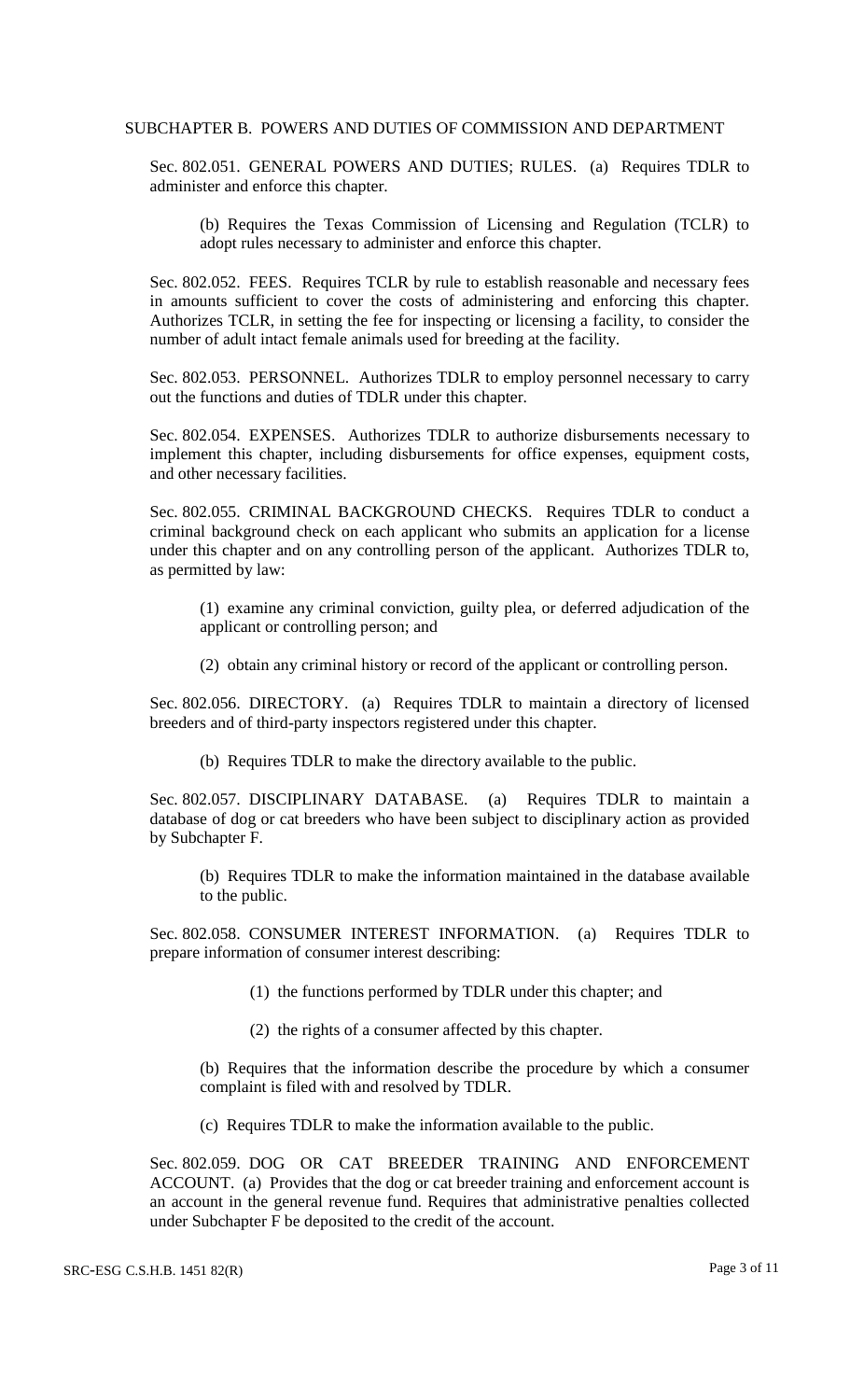SUBCHAPTER B. POWERS AND DUTIES OF COMMISSION AND DEPARTMENT

Sec. 802.051. GENERAL POWERS AND DUTIES; RULES. (a) Requires TDLR to administer and enforce this chapter.

(b) Requires the Texas Commission of Licensing and Regulation (TCLR) to adopt rules necessary to administer and enforce this chapter.

Sec. 802.052. FEES. Requires TCLR by rule to establish reasonable and necessary fees in amounts sufficient to cover the costs of administering and enforcing this chapter. Authorizes TCLR, in setting the fee for inspecting or licensing a facility, to consider the number of adult intact female animals used for breeding at the facility.

Sec. 802.053. PERSONNEL. Authorizes TDLR to employ personnel necessary to carry out the functions and duties of TDLR under this chapter.

Sec. 802.054. EXPENSES. Authorizes TDLR to authorize disbursements necessary to implement this chapter, including disbursements for office expenses, equipment costs, and other necessary facilities.

Sec. 802.055. CRIMINAL BACKGROUND CHECKS. Requires TDLR to conduct a criminal background check on each applicant who submits an application for a license under this chapter and on any controlling person of the applicant. Authorizes TDLR to, as permitted by law:

(1) examine any criminal conviction, guilty plea, or deferred adjudication of the applicant or controlling person; and

(2) obtain any criminal history or record of the applicant or controlling person.

Sec. 802.056. DIRECTORY. (a) Requires TDLR to maintain a directory of licensed breeders and of third-party inspectors registered under this chapter.

(b) Requires TDLR to make the directory available to the public.

Sec. 802.057. DISCIPLINARY DATABASE. (a) Requires TDLR to maintain a database of dog or cat breeders who have been subject to disciplinary action as provided by Subchapter F.

(b) Requires TDLR to make the information maintained in the database available to the public.

Sec. 802.058. CONSUMER INTEREST INFORMATION. (a) Requires TDLR to prepare information of consumer interest describing:

(1) the functions performed by TDLR under this chapter; and

(2) the rights of a consumer affected by this chapter.

(b) Requires that the information describe the procedure by which a consumer complaint is filed with and resolved by TDLR.

(c) Requires TDLR to make the information available to the public.

Sec. 802.059. DOG OR CAT BREEDER TRAINING AND ENFORCEMENT ACCOUNT. (a) Provides that the dog or cat breeder training and enforcement account is an account in the general revenue fund. Requires that administrative penalties collected under Subchapter F be deposited to the credit of the account.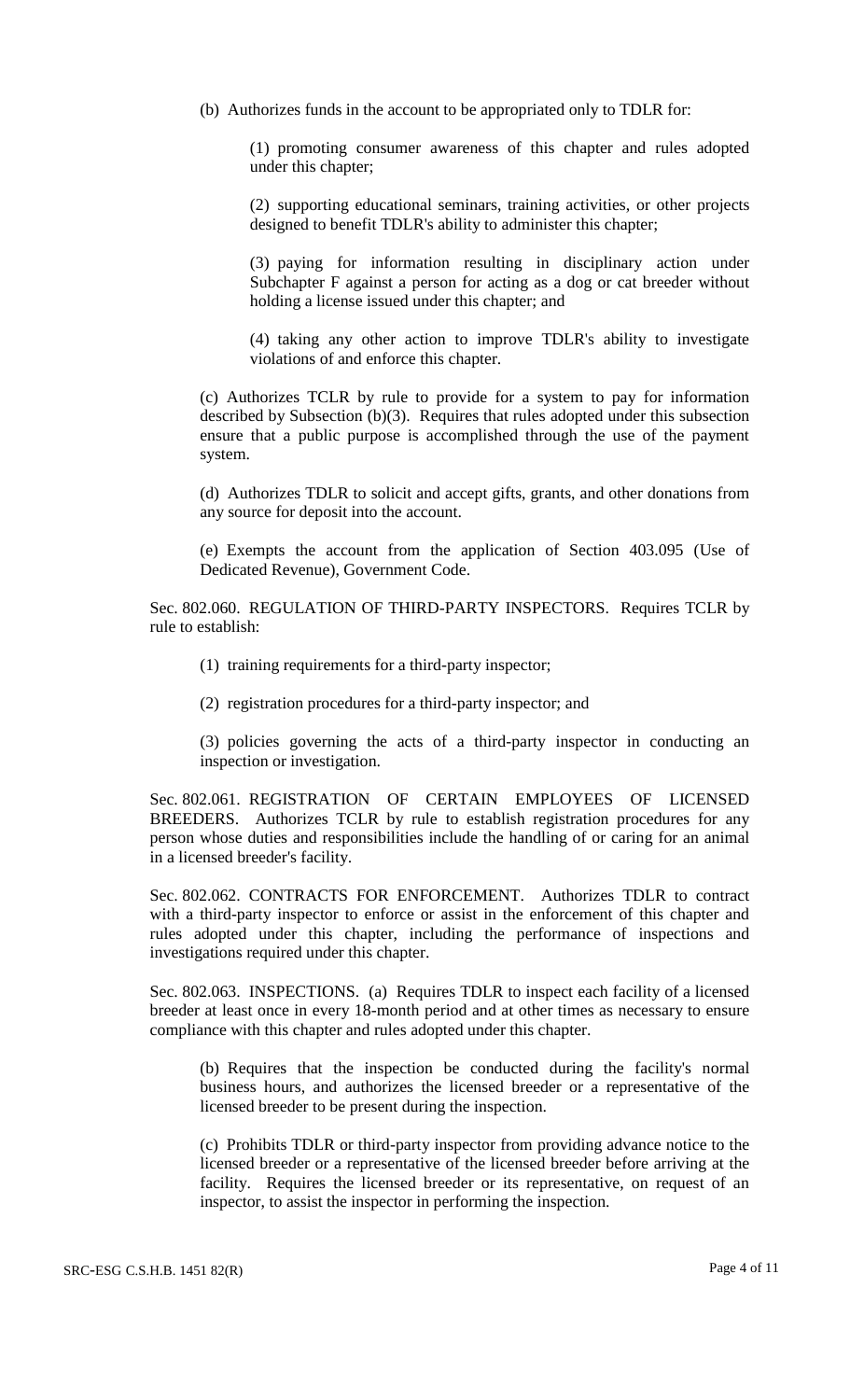(b) Authorizes funds in the account to be appropriated only to TDLR for:

(1) promoting consumer awareness of this chapter and rules adopted under this chapter;

(2) supporting educational seminars, training activities, or other projects designed to benefit TDLR's ability to administer this chapter;

(3) paying for information resulting in disciplinary action under Subchapter F against a person for acting as a dog or cat breeder without holding a license issued under this chapter; and

(4) taking any other action to improve TDLR's ability to investigate violations of and enforce this chapter.

(c) Authorizes TCLR by rule to provide for a system to pay for information described by Subsection (b)(3). Requires that rules adopted under this subsection ensure that a public purpose is accomplished through the use of the payment system.

(d) Authorizes TDLR to solicit and accept gifts, grants, and other donations from any source for deposit into the account.

(e) Exempts the account from the application of Section 403.095 (Use of Dedicated Revenue), Government Code.

Sec. 802.060. REGULATION OF THIRD-PARTY INSPECTORS. Requires TCLR by rule to establish:

(1) training requirements for a third-party inspector;

(2) registration procedures for a third-party inspector; and

(3) policies governing the acts of a third-party inspector in conducting an inspection or investigation.

Sec. 802.061. REGISTRATION OF CERTAIN EMPLOYEES OF LICENSED BREEDERS. Authorizes TCLR by rule to establish registration procedures for any person whose duties and responsibilities include the handling of or caring for an animal in a licensed breeder's facility.

Sec. 802.062. CONTRACTS FOR ENFORCEMENT. Authorizes TDLR to contract with a third-party inspector to enforce or assist in the enforcement of this chapter and rules adopted under this chapter, including the performance of inspections and investigations required under this chapter.

Sec. 802.063. INSPECTIONS. (a) Requires TDLR to inspect each facility of a licensed breeder at least once in every 18-month period and at other times as necessary to ensure compliance with this chapter and rules adopted under this chapter.

(b) Requires that the inspection be conducted during the facility's normal business hours, and authorizes the licensed breeder or a representative of the licensed breeder to be present during the inspection.

(c) Prohibits TDLR or third-party inspector from providing advance notice to the licensed breeder or a representative of the licensed breeder before arriving at the facility. Requires the licensed breeder or its representative, on request of an inspector, to assist the inspector in performing the inspection.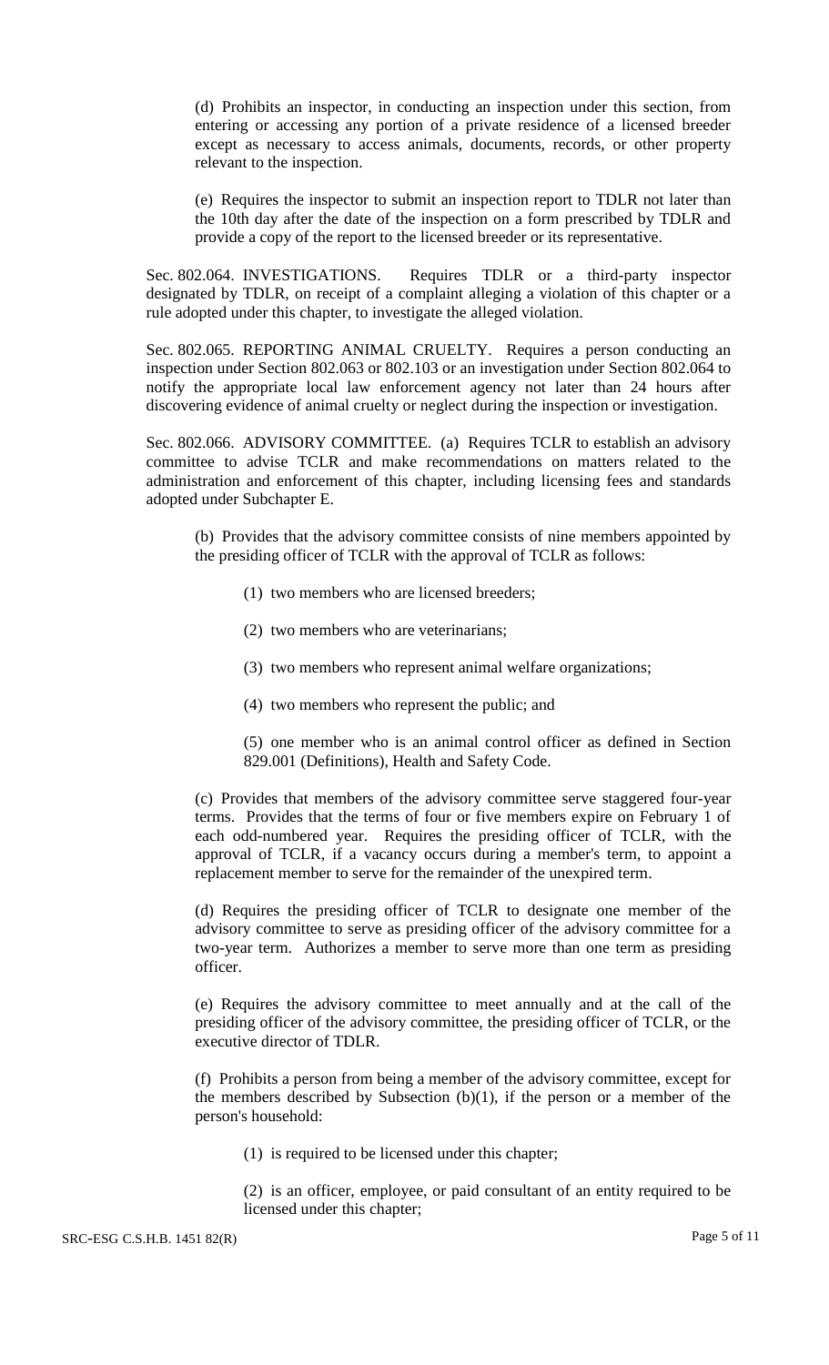(d) Prohibits an inspector, in conducting an inspection under this section, from entering or accessing any portion of a private residence of a licensed breeder except as necessary to access animals, documents, records, or other property relevant to the inspection.

(e) Requires the inspector to submit an inspection report to TDLR not later than the 10th day after the date of the inspection on a form prescribed by TDLR and provide a copy of the report to the licensed breeder or its representative.

Sec. 802.064. INVESTIGATIONS. Requires TDLR or a third-party inspector designated by TDLR, on receipt of a complaint alleging a violation of this chapter or a rule adopted under this chapter, to investigate the alleged violation.

Sec. 802.065. REPORTING ANIMAL CRUELTY. Requires a person conducting an inspection under Section 802.063 or 802.103 or an investigation under Section 802.064 to notify the appropriate local law enforcement agency not later than 24 hours after discovering evidence of animal cruelty or neglect during the inspection or investigation.

Sec. 802.066. ADVISORY COMMITTEE. (a) Requires TCLR to establish an advisory committee to advise TCLR and make recommendations on matters related to the administration and enforcement of this chapter, including licensing fees and standards adopted under Subchapter E.

(b) Provides that the advisory committee consists of nine members appointed by the presiding officer of TCLR with the approval of TCLR as follows:

(1) two members who are licensed breeders;

(2) two members who are veterinarians;

(3) two members who represent animal welfare organizations;

(4) two members who represent the public; and

(5) one member who is an animal control officer as defined in Section 829.001 (Definitions), Health and Safety Code.

(c) Provides that members of the advisory committee serve staggered four-year terms. Provides that the terms of four or five members expire on February 1 of each odd-numbered year. Requires the presiding officer of TCLR, with the approval of TCLR, if a vacancy occurs during a member's term, to appoint a replacement member to serve for the remainder of the unexpired term.

(d) Requires the presiding officer of TCLR to designate one member of the advisory committee to serve as presiding officer of the advisory committee for a two-year term. Authorizes a member to serve more than one term as presiding officer.

(e) Requires the advisory committee to meet annually and at the call of the presiding officer of the advisory committee, the presiding officer of TCLR, or the executive director of TDLR.

(f) Prohibits a person from being a member of the advisory committee, except for the members described by Subsection (b)(1), if the person or a member of the person's household:

(1) is required to be licensed under this chapter;

(2) is an officer, employee, or paid consultant of an entity required to be licensed under this chapter;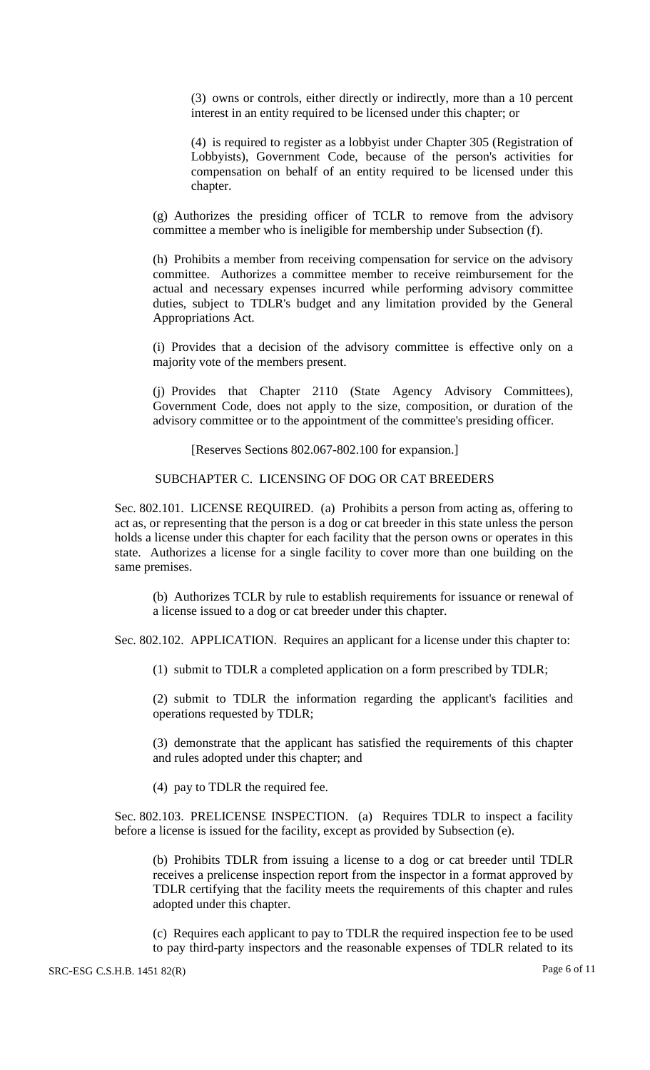(3) owns or controls, either directly or indirectly, more than a 10 percent interest in an entity required to be licensed under this chapter; or

(4) is required to register as a lobbyist under Chapter 305 (Registration of Lobbyists), Government Code, because of the person's activities for compensation on behalf of an entity required to be licensed under this chapter.

(g) Authorizes the presiding officer of TCLR to remove from the advisory committee a member who is ineligible for membership under Subsection (f).

(h) Prohibits a member from receiving compensation for service on the advisory committee. Authorizes a committee member to receive reimbursement for the actual and necessary expenses incurred while performing advisory committee duties, subject to TDLR's budget and any limitation provided by the General Appropriations Act.

(i) Provides that a decision of the advisory committee is effective only on a majority vote of the members present.

(j) Provides that Chapter 2110 (State Agency Advisory Committees), Government Code, does not apply to the size, composition, or duration of the advisory committee or to the appointment of the committee's presiding officer.

[Reserves Sections 802.067-802.100 for expansion.]

SUBCHAPTER C. LICENSING OF DOG OR CAT BREEDERS

Sec. 802.101. LICENSE REQUIRED. (a) Prohibits a person from acting as, offering to act as, or representing that the person is a dog or cat breeder in this state unless the person holds a license under this chapter for each facility that the person owns or operates in this state. Authorizes a license for a single facility to cover more than one building on the same premises.

(b) Authorizes TCLR by rule to establish requirements for issuance or renewal of a license issued to a dog or cat breeder under this chapter.

Sec. 802.102. APPLICATION. Requires an applicant for a license under this chapter to:

(1) submit to TDLR a completed application on a form prescribed by TDLR;

(2) submit to TDLR the information regarding the applicant's facilities and operations requested by TDLR;

(3) demonstrate that the applicant has satisfied the requirements of this chapter and rules adopted under this chapter; and

(4) pay to TDLR the required fee.

Sec. 802.103. PRELICENSE INSPECTION. (a) Requires TDLR to inspect a facility before a license is issued for the facility, except as provided by Subsection (e).

(b) Prohibits TDLR from issuing a license to a dog or cat breeder until TDLR receives a prelicense inspection report from the inspector in a format approved by TDLR certifying that the facility meets the requirements of this chapter and rules adopted under this chapter.

(c) Requires each applicant to pay to TDLR the required inspection fee to be used to pay third-party inspectors and the reasonable expenses of TDLR related to its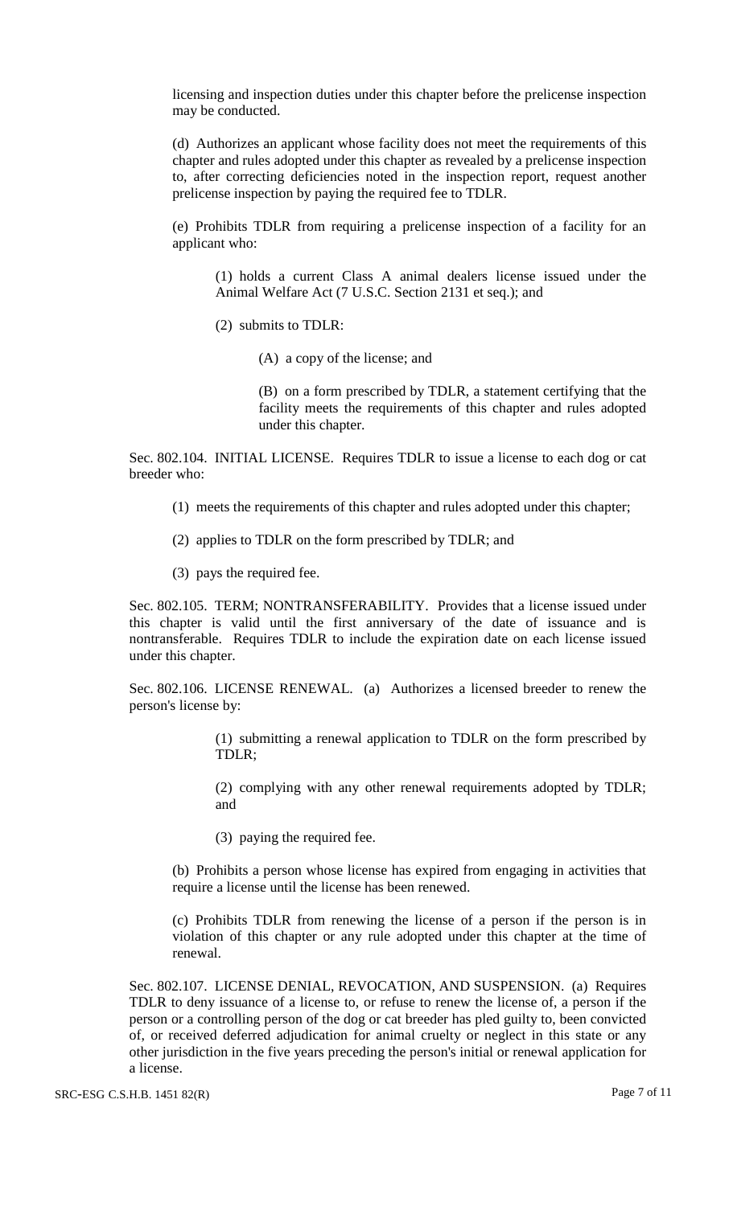licensing and inspection duties under this chapter before the prelicense inspection may be conducted.

(d) Authorizes an applicant whose facility does not meet the requirements of this chapter and rules adopted under this chapter as revealed by a prelicense inspection to, after correcting deficiencies noted in the inspection report, request another prelicense inspection by paying the required fee to TDLR.

(e) Prohibits TDLR from requiring a prelicense inspection of a facility for an applicant who:

(1) holds a current Class A animal dealers license issued under the Animal Welfare Act (7 U.S.C. Section 2131 et seq.); and

(2) submits to TDLR:

(A) a copy of the license; and

(B) on a form prescribed by TDLR, a statement certifying that the facility meets the requirements of this chapter and rules adopted under this chapter.

Sec. 802.104. INITIAL LICENSE. Requires TDLR to issue a license to each dog or cat breeder who:

(1) meets the requirements of this chapter and rules adopted under this chapter;

(2) applies to TDLR on the form prescribed by TDLR; and

(3) pays the required fee.

Sec. 802.105. TERM; NONTRANSFERABILITY. Provides that a license issued under this chapter is valid until the first anniversary of the date of issuance and is nontransferable. Requires TDLR to include the expiration date on each license issued under this chapter.

Sec. 802.106. LICENSE RENEWAL. (a) Authorizes a licensed breeder to renew the person's license by:

(1) submitting a renewal application to TDLR on the form prescribed by TDLR;

(2) complying with any other renewal requirements adopted by TDLR; and

(3) paying the required fee.

(b) Prohibits a person whose license has expired from engaging in activities that require a license until the license has been renewed.

(c) Prohibits TDLR from renewing the license of a person if the person is in violation of this chapter or any rule adopted under this chapter at the time of renewal.

Sec. 802.107. LICENSE DENIAL, REVOCATION, AND SUSPENSION. (a) Requires TDLR to deny issuance of a license to, or refuse to renew the license of, a person if the person or a controlling person of the dog or cat breeder has pled guilty to, been convicted of, or received deferred adjudication for animal cruelty or neglect in this state or any other jurisdiction in the five years preceding the person's initial or renewal application for a license.

SRC-ESG C.S.H.B. 1451 82(R)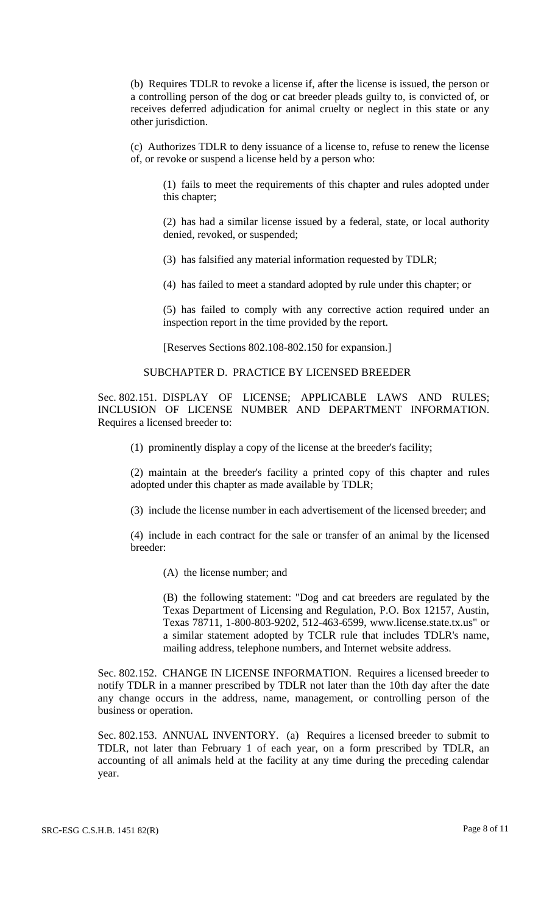(b) Requires TDLR to revoke a license if, after the license is issued, the person or a controlling person of the dog or cat breeder pleads guilty to, is convicted of, or receives deferred adjudication for animal cruelty or neglect in this state or any other jurisdiction.

(c) Authorizes TDLR to deny issuance of a license to, refuse to renew the license of, or revoke or suspend a license held by a person who:

(1) fails to meet the requirements of this chapter and rules adopted under this chapter;

(2) has had a similar license issued by a federal, state, or local authority denied, revoked, or suspended;

(3) has falsified any material information requested by TDLR;

(4) has failed to meet a standard adopted by rule under this chapter; or

(5) has failed to comply with any corrective action required under an inspection report in the time provided by the report.

[Reserves Sections 802.108-802.150 for expansion.]

SUBCHAPTER D. PRACTICE BY LICENSED BREEDER

Sec. 802.151. DISPLAY OF LICENSE; APPLICABLE LAWS AND RULES; INCLUSION OF LICENSE NUMBER AND DEPARTMENT INFORMATION. Requires a licensed breeder to:

(1) prominently display a copy of the license at the breeder's facility;

(2) maintain at the breeder's facility a printed copy of this chapter and rules adopted under this chapter as made available by TDLR;

(3) include the license number in each advertisement of the licensed breeder; and

(4) include in each contract for the sale or transfer of an animal by the licensed breeder:

(A) the license number; and

(B) the following statement: "Dog and cat breeders are regulated by the Texas Department of Licensing and Regulation, P.O. Box 12157, Austin, Texas 78711, 1-800-803-9202, 512-463-6599, www.license.state.tx.us" or a similar statement adopted by TCLR rule that includes TDLR's name, mailing address, telephone numbers, and Internet website address.

Sec. 802.152. CHANGE IN LICENSE INFORMATION. Requires a licensed breeder to notify TDLR in a manner prescribed by TDLR not later than the 10th day after the date any change occurs in the address, name, management, or controlling person of the business or operation.

Sec. 802.153. ANNUAL INVENTORY. (a) Requires a licensed breeder to submit to TDLR, not later than February 1 of each year, on a form prescribed by TDLR, an accounting of all animals held at the facility at any time during the preceding calendar year.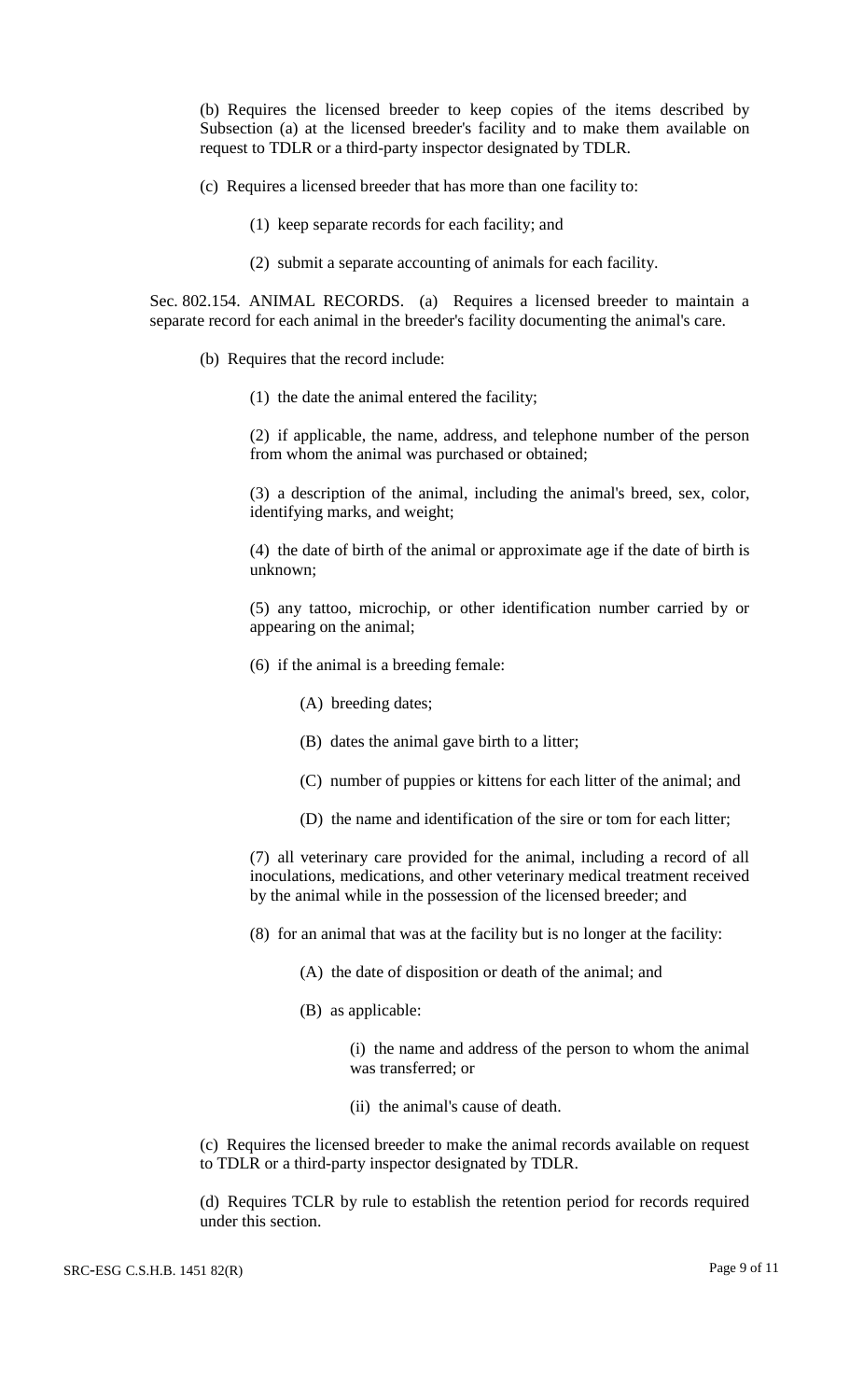(b) Requires the licensed breeder to keep copies of the items described by Subsection (a) at the licensed breeder's facility and to make them available on request to TDLR or a third-party inspector designated by TDLR.

(c) Requires a licensed breeder that has more than one facility to:

(1) keep separate records for each facility; and

(2) submit a separate accounting of animals for each facility.

Sec. 802.154. ANIMAL RECORDS. (a) Requires a licensed breeder to maintain a separate record for each animal in the breeder's facility documenting the animal's care.

(b) Requires that the record include:

(1) the date the animal entered the facility;

(2) if applicable, the name, address, and telephone number of the person from whom the animal was purchased or obtained;

(3) a description of the animal, including the animal's breed, sex, color, identifying marks, and weight;

(4) the date of birth of the animal or approximate age if the date of birth is unknown;

(5) any tattoo, microchip, or other identification number carried by or appearing on the animal;

(6) if the animal is a breeding female:

(A) breeding dates;

(B) dates the animal gave birth to a litter;

(C) number of puppies or kittens for each litter of the animal; and

(D) the name and identification of the sire or tom for each litter;

(7) all veterinary care provided for the animal, including a record of all inoculations, medications, and other veterinary medical treatment received by the animal while in the possession of the licensed breeder; and

(8) for an animal that was at the facility but is no longer at the facility:

(A) the date of disposition or death of the animal; and

(B) as applicable:

(i) the name and address of the person to whom the animal was transferred; or

(ii) the animal's cause of death.

(c) Requires the licensed breeder to make the animal records available on request to TDLR or a third-party inspector designated by TDLR.

(d) Requires TCLR by rule to establish the retention period for records required under this section.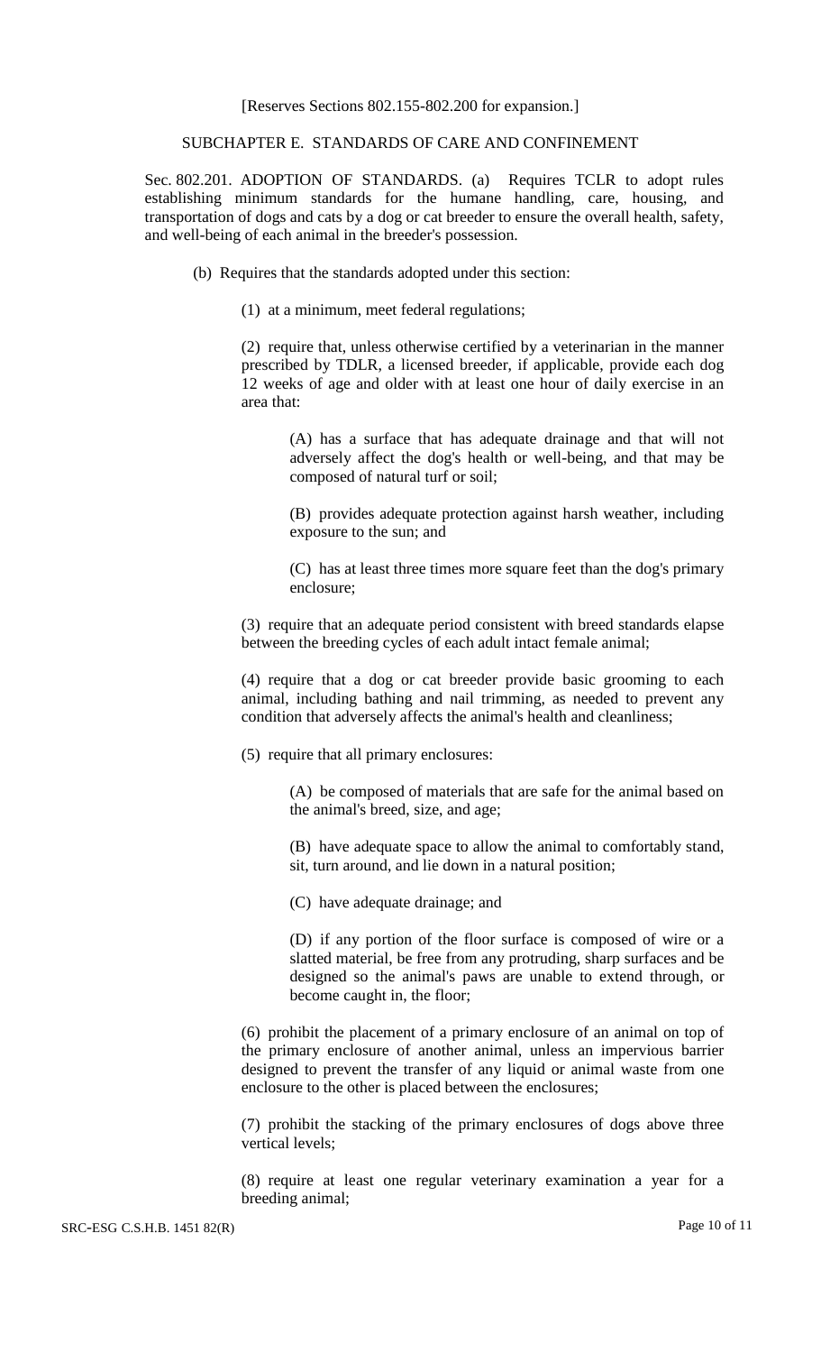[Reserves Sections 802.155-802.200 for expansion.]

SUBCHAPTER E. STANDARDS OF CARE AND CONFINEMENT

Sec. 802.201. ADOPTION OF STANDARDS. (a) Requires TCLR to adopt rules establishing minimum standards for the humane handling, care, housing, and transportation of dogs and cats by a dog or cat breeder to ensure the overall health, safety, and well-being of each animal in the breeder's possession.

(b) Requires that the standards adopted under this section:

(1) at a minimum, meet federal regulations;

(2) require that, unless otherwise certified by a veterinarian in the manner prescribed by TDLR, a licensed breeder, if applicable, provide each dog 12 weeks of age and older with at least one hour of daily exercise in an area that:

(A) has a surface that has adequate drainage and that will not adversely affect the dog's health or well-being, and that may be composed of natural turf or soil;

(B) provides adequate protection against harsh weather, including exposure to the sun; and

(C) has at least three times more square feet than the dog's primary enclosure;

(3) require that an adequate period consistent with breed standards elapse between the breeding cycles of each adult intact female animal;

(4) require that a dog or cat breeder provide basic grooming to each animal, including bathing and nail trimming, as needed to prevent any condition that adversely affects the animal's health and cleanliness;

(5) require that all primary enclosures:

(A) be composed of materials that are safe for the animal based on the animal's breed, size, and age;

(B) have adequate space to allow the animal to comfortably stand, sit, turn around, and lie down in a natural position;

(C) have adequate drainage; and

(D) if any portion of the floor surface is composed of wire or a slatted material, be free from any protruding, sharp surfaces and be designed so the animal's paws are unable to extend through, or become caught in, the floor;

(6) prohibit the placement of a primary enclosure of an animal on top of the primary enclosure of another animal, unless an impervious barrier designed to prevent the transfer of any liquid or animal waste from one enclosure to the other is placed between the enclosures;

(7) prohibit the stacking of the primary enclosures of dogs above three vertical levels;

(8) require at least one regular veterinary examination a year for a breeding animal;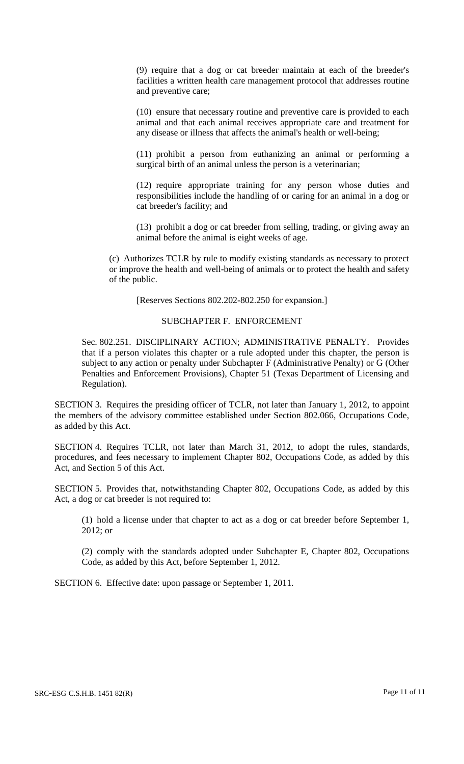(9) require that a dog or cat breeder maintain at each of the breeder's facilities a written health care management protocol that addresses routine and preventive care;

(10) ensure that necessary routine and preventive care is provided to each animal and that each animal receives appropriate care and treatment for any disease or illness that affects the animal's health or well-being;

(11) prohibit a person from euthanizing an animal or performing a surgical birth of an animal unless the person is a veterinarian;

(12) require appropriate training for any person whose duties and responsibilities include the handling of or caring for an animal in a dog or cat breeder's facility; and

(13) prohibit a dog or cat breeder from selling, trading, or giving away an animal before the animal is eight weeks of age.

(c) Authorizes TCLR by rule to modify existing standards as necessary to protect or improve the health and well-being of animals or to protect the health and safety of the public.

[Reserves Sections 802.202-802.250 for expansion.]

SUBCHAPTER F. ENFORCEMENT

Sec. 802.251. DISCIPLINARY ACTION; ADMINISTRATIVE PENALTY. Provides that if a person violates this chapter or a rule adopted under this chapter, the person is subject to any action or penalty under Subchapter F (Administrative Penalty) or G (Other Penalties and Enforcement Provisions), Chapter 51 (Texas Department of Licensing and Regulation).

SECTION 3. Requires the presiding officer of TCLR, not later than January 1, 2012, to appoint the members of the advisory committee established under Section 802.066, Occupations Code, as added by this Act.

SECTION 4. Requires TCLR, not later than March 31, 2012, to adopt the rules, standards, procedures, and fees necessary to implement Chapter 802, Occupations Code, as added by this Act, and Section 5 of this Act.

SECTION 5. Provides that, notwithstanding Chapter 802, Occupations Code, as added by this Act, a dog or cat breeder is not required to:

(1) hold a license under that chapter to act as a dog or cat breeder before September 1, 2012; or

(2) comply with the standards adopted under Subchapter E, Chapter 802, Occupations Code, as added by this Act, before September 1, 2012.

SECTION 6. Effective date: upon passage or September 1, 2011.

SRC-ESG C.S.H.B. 1451 82(R)